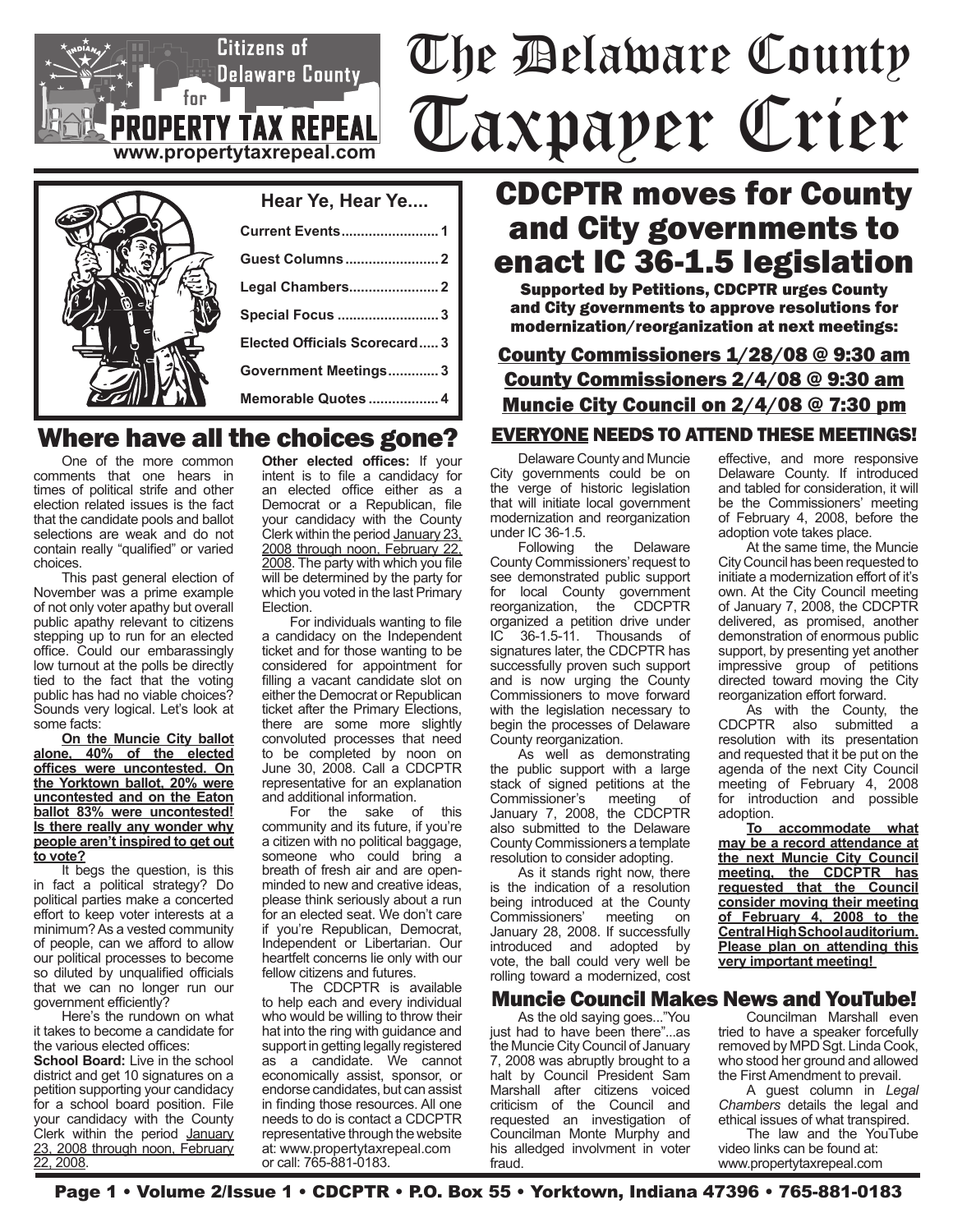Citizens of Delaware County for PROPERTY TAX REPEAL
www.propertytaxrepeal.com

# The Delaware County Taxpayer Crier

**Hear Ye, Hear Ye....**

- Current Events ........................ 1
- Guest Columns ........................ 2
- Legal Chambers ........................ 2
- Special Focus ........................ 3
- Elected Officials Scorecard ..... 3
- Government Meetings ............ 3
- Memorable Quotes .................. 4

## Where have all the choices gone?

One of the more common comments that one hears in times of political strife and other election related issues is the fact that the candidate pools and ballot selections are weak and do not contain really "qualified" or varied choices.

This past general election of November was a prime example of not only voter apathy but overall public apathy relevant to citizens stepping up to run for an elected office. Could our embarrassingly low turnout at the polls be directly tied to the fact that the voting public has had no viable choices? Sounds very logical. Let's look at some facts:

**On the Muncie City ballot alone, 40% of the elected offices were uncontested. On the Yorktown ballot, 20% were uncontested and on the Eaton ballot 83% were uncontested! Is there really any wonder why people aren't inspired to get out to vote?**

It begs the question, is this in fact a political strategy? Do political parties make a concerted effort to keep voter interests at a minimum? As a vested community of people, can we afford to allow our political processes to become so diluted by unqualified officials that we can no longer run our government efficiently?

Here's the rundown on what it takes to become a candidate for the various elected offices:

**School Board:** Live in the school district and get 10 signatures on a petition supporting your candidacy for a school board position. File your candidacy with the County Clerk within the period January 23, 2008 through noon, February 22, 2008.

**Other elected offices:** If your intent is to file a candidacy for an elected office either as a Democrat or a Republican, file your candidacy with the County Clerk within the period January 23, 2008 through noon, February 22, 2008. The party with which you file will be determined by the party for which you voted in the last Primary Election.

For individuals wanting to file a candidacy on the Independent ticket and for those wanting to be considered for appointment for filling a vacant candidate slot on either the Democrat or Republican ticket after the Primary Elections, there are some more slightly convoluted processes that need to be completed by noon on June 30, 2008. Call a CDCPTR representative for an explanation and additional information.

For the sake of this community and its future, if you're a citizen with no political baggage, someone who could bring a breath of fresh air and are open-minded to new and creative ideas, please think seriously about a run for an elected seat. We don't care if you're Republican, Democrat, Independent or Libertarian. Our heartfelt concerns lie only with our fellow citizens and futures.

The CDCPTR is available to help each and every individual who would be willing to throw their hat into the ring with guidance and support in getting legally registered as a candidate. We cannot economically assist, sponsor, or endorse candidates, but can assist in finding those resources. All one needs to do is contact a CDCPTR representative through the website at: www.propertytaxrepeal.com or call: 765-881-0183.

## CDCPTR moves for County and City governments to enact IC 36-1.5 legislation

### Supported by Petitions, CDCPTR urges County and City governments to approve resolutions for modernization/reorganization at next meetings:

**County Commissioners 1/28/08 @ 9:30 am**

**County Commissioners 2/4/08 @ 9:30 am**

**Muncie City Council on 2/4/08 @ 7:30 pm**

**EVERYONE NEEDS TO ATTEND THESE MEETINGS!**

Delaware County and Muncie City governments could be on the verge of historic legislation that will initiate local government modernization and reorganization under IC 36-1.5.

Following the Delaware County Commissioners' request to see demonstrated public support for local County government reorganization, the CDCPTR organized a petition drive under IC 36-1.5-11. Thousands of signatures later, the CDCPTR has successfully proven such support and is now urging the County Commissioners to move forward with the legislation necessary to begin the processes of Delaware County reorganization.

As well as demonstrating the public support with a large stack of signed petitions at the Commissioner's meeting of January 7, 2008, the CDCPTR also submitted to the Delaware County Commissioners a template resolution to consider adopting.

As it stands right now, there is the indication of a resolution being introduced at the County Commissioners' meeting on January 28, 2008. If successfully introduced and adopted by vote, the ball could very well be rolling toward a modernized, cost effective, and more responsive Delaware County. If introduced and tabled for consideration, it will be the Commissioners' meeting of February 4, 2008, before the adoption vote takes place.

At the same time, the Muncie City Council has been requested to initiate a modernization effort of it's own. At the City Council meeting of January 7, 2008, the CDCPTR delivered, as promised, another demonstration of enormous public support, by presenting yet another impressive group of petitions directed toward moving the City reorganization effort forward.

As with the County, the CDCPTR also submitted a resolution with its presentation and requested that it be put on the agenda of the next City Council meeting of February 4, 2008 for introduction and possible adoption.

**To accommodate what may be a record attendance at the next Muncie City Council meeting, the CDCPTR has requested that the Council consider moving their meeting of February 4, 2008 to the Central High School auditorium. Please plan on attending this very important meeting!**

## Muncie Council Makes News and YouTube!

As the old saying goes..."You just had to have been there"...as the Muncie City Council of January 7, 2008 was abruptly brought to a halt by Council President Sam Marshall after citizens voiced criticism of the Council and requested an investigation of Councilman Monte Murphy and his alledged involvment in voter fraud.

Councilman Marshall even tried to have a speaker forcefully removed by MPD Sgt. Linda Cook, who stood her ground and allowed the First Amendment to prevail.

A guest column in *Legal Chambers* details the legal and ethical issues of what transpired.

The law and the YouTube video links can be found at: www.propertytaxrepeal.com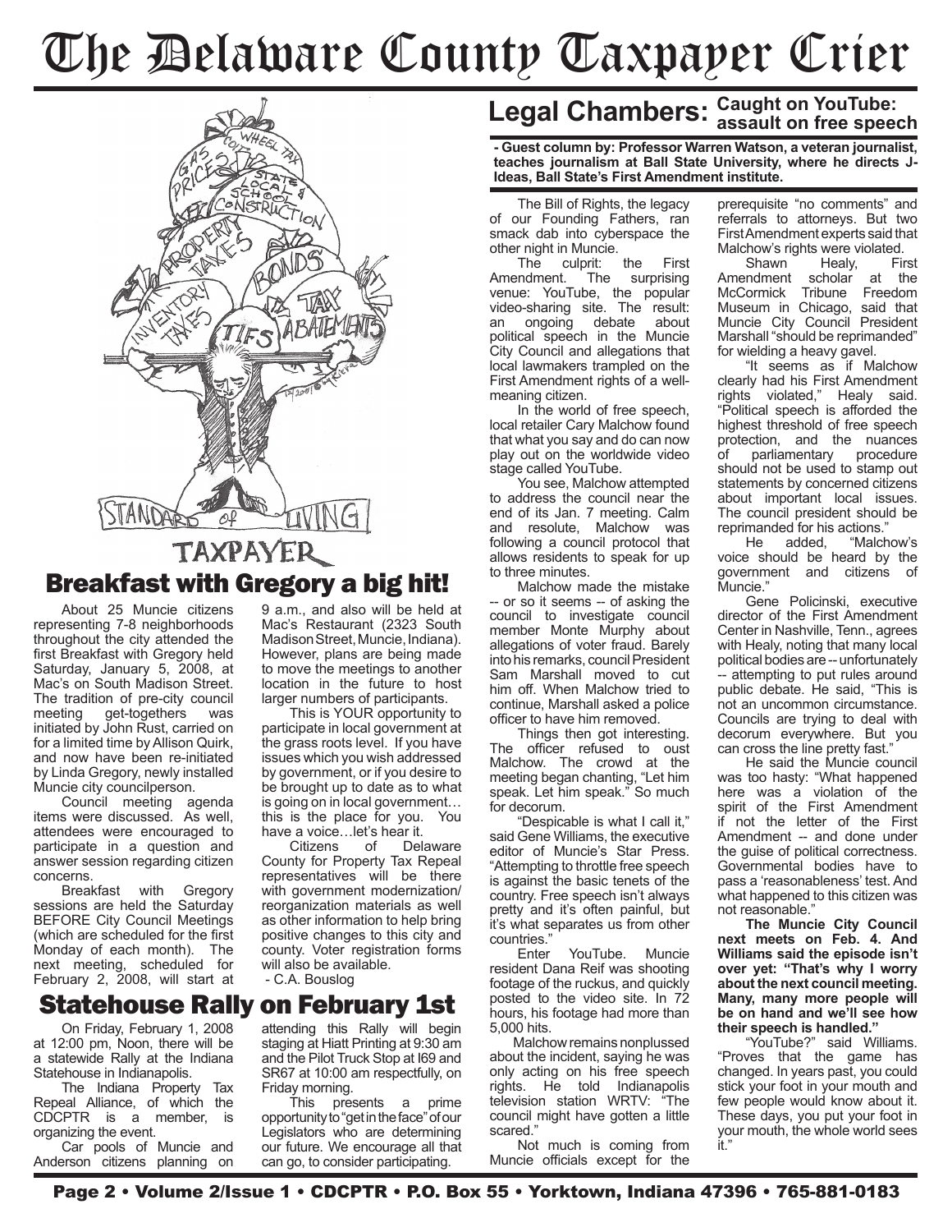# The Delaware County Taxpayer Crier

## Breakfast with Gregory a big hit!

About 25 Muncie citizens representing 7-8 neighborhoods throughout the city attended the first Breakfast with Gregory held Saturday, January 5, 2008, at Mac's on South Madison Street. The tradition of pre-city council meeting get-togethers was initiated by John Rust, carried on for a limited time by Allison Quirk, and now have been re-initiated by Linda Gregory, newly installed Muncie city councilperson.

Council meeting agenda items were discussed. As well, attendees were encouraged to participate in a question and answer session regarding citizen concerns.

Breakfast with Gregory sessions are held the Saturday BEFORE City Council Meetings (which are scheduled for the first Monday of each month). The next meeting, scheduled for February 2, 2008, will start at 9 a.m., and also will be held at Mac's Restaurant (2323 South Madison Street, Muncie, Indiana). However, plans are being made to move the meetings to another location in the future to host larger numbers of participants.

This is YOUR opportunity to participate in local government at the grass roots level. If you have issues which you wish addressed by government, or if you desire to be brought up to date as to what is going on in local government… this is the place for you. You have a voice…let's hear it.

Citizens of Delaware County for Property Tax Repeal representatives will be there with government modernization/ reorganization materials as well as other information to help bring positive changes to this city and county. Voter registration forms will also be available.

- C.A. Bouslog

## Statehouse Rally on February 1st

On Friday, February 1, 2008 at 12:00 pm, Noon, there will be a statewide Rally at the Indiana Statehouse in Indianapolis.

The Indiana Property Tax Repeal Alliance, of which the CDCPTR is a member, is organizing the event.

Car pools of Muncie and Anderson citizens planning on attending this Rally will begin staging at Hiatt Printing at 9:30 am and the Pilot Truck Stop at I69 and SR67 at 10:00 am respectfully, on Friday morning.

This presents a prime opportunity to "get in the face" of our Legislators who are determining our future. We encourage all that can go, to consider participating.

## Legal Chambers: Caught on YouTube: assault on free speech

**- Guest column by: Professor Warren Watson, a veteran journalist, teaches journalism at Ball State University, where he directs J-Ideas, Ball State's First Amendment institute.**

The Bill of Rights, the legacy of our Founding Fathers, ran smack dab into cyberspace the other night in Muncie.

The culprit: the First Amendment. The surprising venue: YouTube, the popular video-sharing site. The result: an ongoing debate about political speech in the Muncie City Council and allegations that local lawmakers trampled on the First Amendment rights of a well-meaning citizen.

In the world of free speech, local retailer Cary Malchow found that what you say and do can now play out on the worldwide video stage called YouTube.

You see, Malchow attempted to address the council near the end of its Jan. 7 meeting. Calm and resolute, Malchow was following a council protocol that allows residents to speak for up to three minutes.

Malchow made the mistake -- or so it seems -- of asking the council to investigate council member Monte Murphy about allegations of voter fraud. Barely into his remarks, council President Sam Marshall moved to cut him off. When Malchow tried to continue, Marshall asked a police officer to have him removed.

Things then got interesting. The officer refused to oust Malchow. The crowd at the meeting began chanting, "Let him speak. Let him speak." So much for decorum.

"Despicable is what I call it," said Gene Williams, the executive editor of Muncie's Star Press. "Attempting to throttle free speech is against the basic tenets of the country. Free speech isn't always pretty and it's often painful, but it's what separates us from other countries."

Enter YouTube. Muncie resident Dana Reif was shooting footage of the ruckus, and quickly posted to the video site. In 72 hours, his footage had more than 5,000 hits.

Malchow remains nonplussed about the incident, saying he was only acting on his free speech rights. He told Indianapolis television station WRTV: "The council might have gotten a little scared."

Not much is coming from Muncie officials except for the prerequisite "no comments" and referrals to attorneys. But two First Amendment experts said that Malchow's rights were violated.

Shawn Healy, First Amendment scholar at the McCormick Tribune Freedom Museum in Chicago, said that Muncie City Council President Marshall "should be reprimanded" for wielding a heavy gavel.

"It seems as if Malchow clearly had his First Amendment rights violated," Healy said. "Political speech is afforded the highest threshold of free speech protection, and the nuances of parliamentary procedure should not be used to stamp out statements by concerned citizens about important local issues. The council president should be reprimanded for his actions."

He added, "Malchow's voice should be heard by the government and citizens of Muncie."

Gene Policinski, executive director of the First Amendment Center in Nashville, Tenn., agrees with Healy, noting that many local political bodies are -- unfortunately -- attempting to put rules around public debate. He said, "This is not an uncommon circumstance. Councils are trying to deal with decorum everywhere. But you can cross the line pretty fast."

He said the Muncie council was too hasty: "What happened here was a violation of the spirit of the First Amendment if not the letter of the First Amendment -- and done under the guise of political correctness. Governmental bodies have to pass a 'reasonableness' test. And what happened to this citizen was not reasonable."

**The Muncie City Council next meets on Feb. 4. And Williams said the episode isn't over yet: "That's why I worry about the next council meeting. Many, many more people will be on hand and we'll see how their speech is handled."**

"YouTube?" said Williams. "Proves that the game has changed. In years past, you could stick your foot in your mouth and few people would know about it. These days, you put your foot in your mouth, the whole world sees it."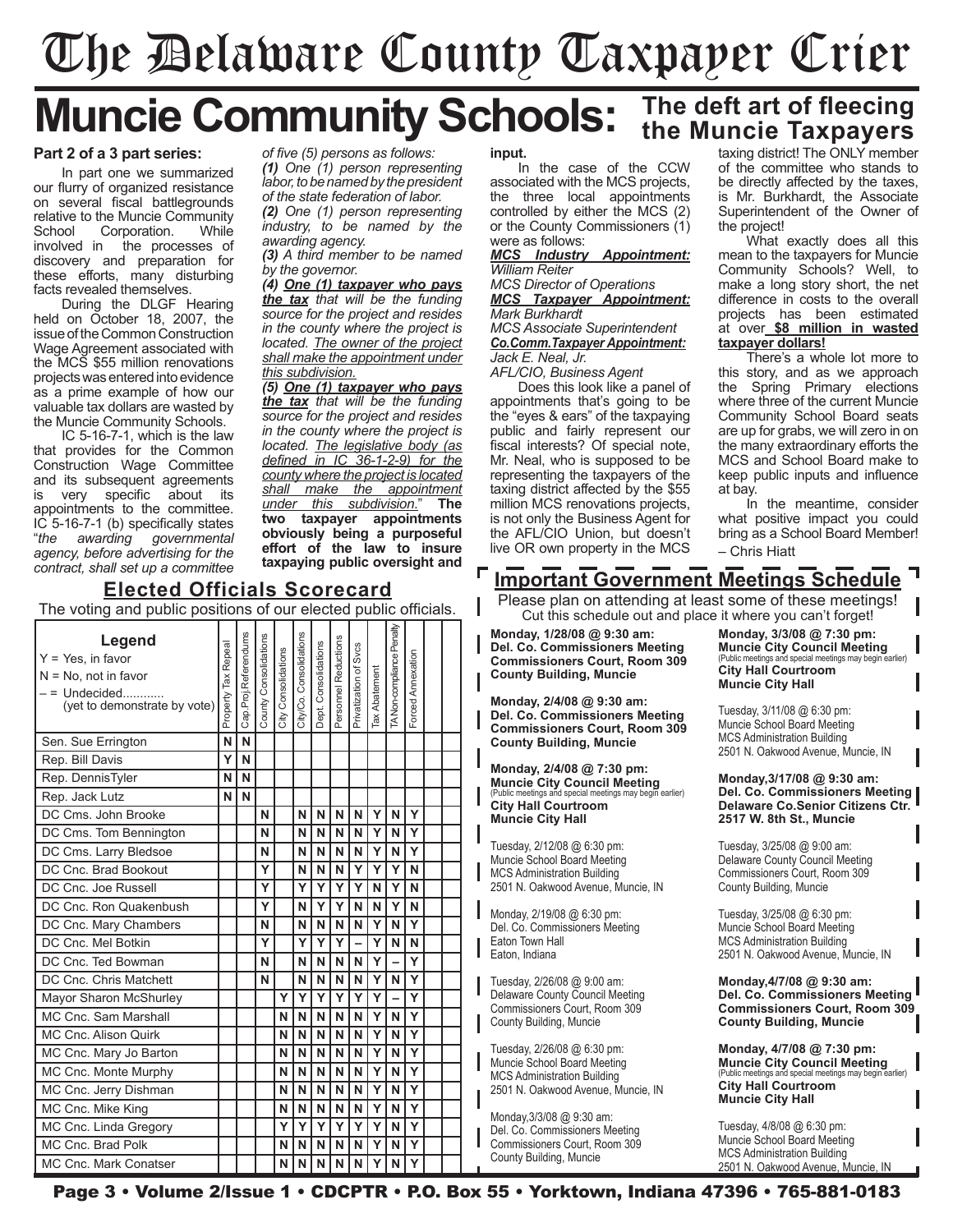# The Delaware County Taxpayer Crier

# Muncie Community Schools: The deft art of fleecing the Muncie Taxpayers

**Part 2 of a 3 part series:**

In part one we summarized our flurry of organized resistance on several fiscal battlegrounds relative to the Muncie Community School Corporation. While involved in the processes of discovery and preparation for these efforts, many disturbing facts revealed themselves.

During the DLGF Hearing held on October 18, 2007, the issue of the Common Construction Wage Agreement associated with the MCS $55 million renovations projects was entered into evidence as a prime example of how our valuable tax dollars are wasted by the Muncie Community Schools.

IC 5-16-7-1, which is the law that provides for the Common Construction Wage Committee and its subsequent agreements is very specific about its appointments to the committee. IC 5-16-7-1 (b) specifically states "*the awarding governmental agency, before advertising for the contract, shall set up a committee of five (5) persons as follows:*

***(1)*** *One (1) person representing labor, to be named by the president of the state federation of labor.*

***(2)*** *One (1) person representing industry, to be named by the awarding agency.*

***(3)*** *A third member to be named by the governor.*

***(4)*** ***One (1) taxpayer who pays the tax*** *that will be the funding source for the project and resides in the county where the project is located. The owner of the project shall make the appointment under this subdivision.*

***(5)*** ***One (1) taxpayer who pays the tax*** *that will be the funding source for the project and resides in the county where the project is located. The legislative body (as defined in IC 36-1-2-9) for the county where the project is located shall make the appointment under this subdivision.*" **The two taxpayer appointments obviously being a purposeful effort of the law to insure taxpaying public oversight and input.**

In the case of the CCW associated with the MCS projects, the three local appointments controlled by either the MCS (2) or the County Commissioners (1) were as follows:

***MCS Industry Appointment:***
*William Reiter*
*MCS Director of Operations*

***MCS Taxpayer Appointment:***
*Mark Burkhardt*
*MCS Associate Superintendent*

***Co.Comm.Taxpayer Appointment:***
*Jack E. Neal, Jr.*
*AFL/CIO, Business Agent*

Does this look like a panel of appointments that's going to be the "eyes & ears" of the taxpaying public and fairly represent our fiscal interests? Of special note, Mr. Neal, who is supposed to be representing the taxpayers of the taxing district affected by the $55 million MCS renovations projects, is not only the Business Agent for the AFL/CIO Union, but doesn't live OR own property in the MCS taxing district! The ONLY member of the committee who stands to be directly affected by the taxes, is Mr. Burkhardt, the Associate Superintendent of the Owner of the project!

What exactly does all this mean to the taxpayers for Muncie Community Schools? Well, to make a long story short, the net difference in costs to the overall projects has been estimated at over **$8 million in wasted taxpayer dollars!**

There's a whole lot more to this story, and as we approach the Spring Primary elections where three of the current Muncie Community School Board seats are up for grabs, we will zero in on the many extraordinary efforts the MCS and School Board make to keep public inputs and influence at bay.

In the meantime, consider what positive impact you could bring as a School Board Member!

– Chris Hiatt

## Elected Officials Scorecard

The voting and public positions of our elected public officials.

**Legend**
Y = Yes, in favor
N = No, not in favor
– = Undecided............ (yet to demonstrate by vote)

| | Property Tax Repeal | Cap.Proj.Referendums | County Consolidations | City Consolidations | City/Co. Consolidations | Dept. Consolidations | Personnel Reductions | Privatization of Svcs | Tax Abatement | TA Non-compliance Penalty | Forced Annexation | | |
|---|---|---|---|---|---|---|---|---|---|---|---|---|---|
| Sen. Sue Errington | N | N | | | | | | | | | | | |
| Rep. Bill Davis | Y | N | | | | | | | | | | | |
| Rep. DennisTyler | N | N | | | | | | | | | | | |
| Rep. Jack Lutz | N | N | | | | | | | | | | | |
| DC Cms. John Brooke | | | N | | N | N | N | N | Y | N | Y | | |
| DC Cms. Tom Bennington | | | N | | N | N | N | N | Y | N | Y | | |
| DC Cms. Larry Bledsoe | | | N | | N | N | N | N | Y | N | Y | | |
| DC Cnc. Brad Bookout | | | Y | | N | N | N | Y | Y | Y | N | | |
| DC Cnc. Joe Russell | | | Y | | Y | Y | Y | Y | N | Y | N | | |
| DC Cnc. Ron Quakenbush | | | Y | | N | Y | Y | N | N | Y | N | | |
| DC Cnc. Mary Chambers | | | N | | N | N | N | N | Y | N | Y | | |
| DC Cnc. Mel Botkin | | | Y | | Y | Y | Y | – | Y | N | N | | |
| DC Cnc. Ted Bowman | | | N | | N | N | N | N | Y | – | Y | | |
| DC Cnc. Chris Matchett | | | N | | N | N | N | N | Y | N | Y | | |
| Mayor Sharon McShurley | | | | Y | Y | Y | Y | Y | Y | – | Y | | |
| MC Cnc. Sam Marshall | | | | N | N | N | N | N | Y | N | Y | | |
| MC Cnc. Alison Quirk | | | | N | N | N | N | N | Y | N | Y | | |
| MC Cnc. Mary Jo Barton | | | | N | N | N | N | N | Y | N | Y | | |
| MC Cnc. Monte Murphy | | | | N | N | N | N | N | Y | N | Y | | |
| MC Cnc. Jerry Dishman | | | | N | N | N | N | N | Y | N | Y | | |
| MC Cnc. Mike King | | | | N | N | N | N | N | Y | N | Y | | |
| MC Cnc. Linda Gregory | | | | Y | Y | Y | Y | Y | Y | N | Y | | |
| MC Cnc. Brad Polk | | | | N | N | N | N | N | Y | N | Y | | |
| MC Cnc. Mark Conatser | | | | N | N | N | N | N | Y | N | Y | | |

## Important Government Meetings Schedule

Please plan on attending at least some of these meetings!
Cut this schedule out and place it where you can't forget!

**Monday, 1/28/08 @ 9:30 am:**
**Del. Co. Commissioners Meeting**
**Commissioners Court, Room 309**
**County Building, Muncie**

**Monday, 2/4/08 @ 9:30 am:**
**Del. Co. Commissioners Meeting**
**Commissioners Court, Room 309**
**County Building, Muncie**

**Monday, 2/4/08 @ 7:30 pm:**
**Muncie City Council Meeting**
(Public meetings and special meetings may begin earlier)
**City Hall Courtroom**
**Muncie City Hall**

Tuesday, 2/12/08 @ 6:30 pm:
Muncie School Board Meeting
MCS Administration Building
2501 N. Oakwood Avenue, Muncie, IN

Monday, 2/19/08 @ 6:30 pm:
Del. Co. Commissioners Meeting
Eaton Town Hall
Eaton, Indiana

Tuesday, 2/26/08 @ 9:00 am:
Delaware County Council Meeting
Commissioners Court, Room 309
County Building, Muncie

Tuesday, 2/26/08 @ 6:30 pm:
Muncie School Board Meeting
MCS Administration Building
2501 N. Oakwood Avenue, Muncie, IN

Monday,3/3/08 @ 9:30 am:
Del. Co. Commissioners Meeting
Commissioners Court, Room 309
County Building, Muncie

**Monday, 3/3/08 @ 7:30 pm:**
**Muncie City Council Meeting**
(Public meetings and special meetings may begin earlier)
**City Hall Courtroom**
**Muncie City Hall**

Tuesday, 3/11/08 @ 6:30 pm:
Muncie School Board Meeting
MCS Administration Building
2501 N. Oakwood Avenue, Muncie, IN

**Monday,3/17/08 @ 9:30 am:**
**Del. Co. Commissioners Meeting**
**Delaware Co.Senior Citizens Ctr.**
**2517 W. 8th St., Muncie**

Tuesday, 3/25/08 @ 9:00 am:
Delaware County Council Meeting
Commissioners Court, Room 309
County Building, Muncie

Tuesday, 3/25/08 @ 6:30 pm:
Muncie School Board Meeting
MCS Administration Building
2501 N. Oakwood Avenue, Muncie, IN

**Monday,4/7/08 @ 9:30 am:**
**Del. Co. Commissioners Meeting**
**Commissioners Court, Room 309**
**County Building, Muncie**

**Monday, 4/7/08 @ 7:30 pm:**
**Muncie City Council Meeting**
(Public meetings and special meetings may begin earlier)
**City Hall Courtroom**
**Muncie City Hall**

Tuesday, 4/8/08 @ 6:30 pm:
Muncie School Board Meeting
MCS Administration Building
2501 N. Oakwood Avenue, Muncie, IN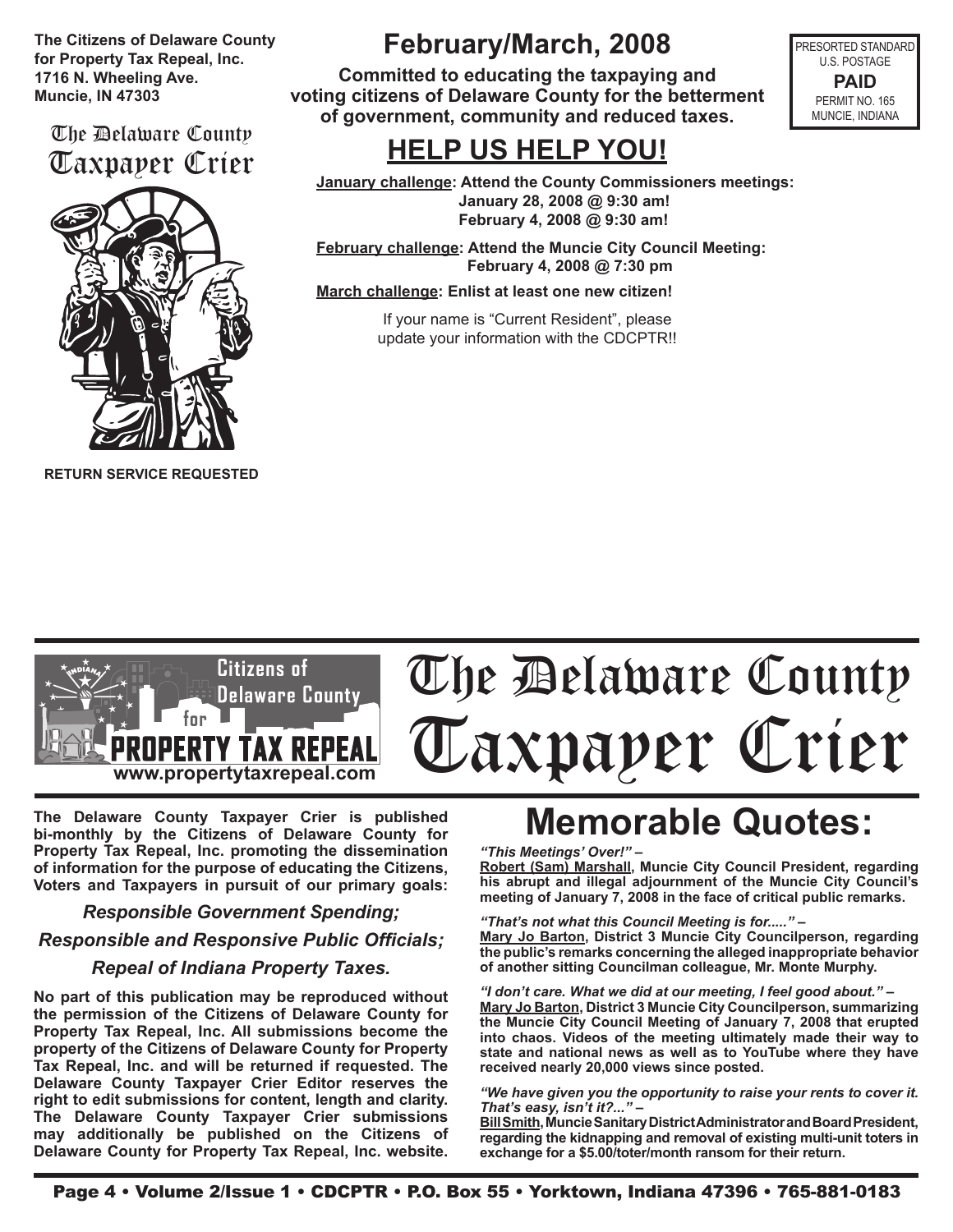The Citizens of Delaware County for Property Tax Repeal, Inc.
1716 N. Wheeling Ave.
Muncie, IN 47303

The Delaware County Taxpayer Crier

RETURN SERVICE REQUESTED

# February/March, 2008

**Committed to educating the taxpaying and voting citizens of Delaware County for the betterment of government, community and reduced taxes.**

PRESORTED STANDARD
U.S. POSTAGE
**PAID**
PERMIT NO. 165
MUNCIE, INDIANA

## HELP US HELP YOU!

**January challenge: Attend the County Commissioners meetings:**
**January 28, 2008 @ 9:30 am!**
**February 4, 2008 @ 9:30 am!**

**February challenge: Attend the Muncie City Council Meeting:**
**February 4, 2008 @ 7:30 pm**

**March challenge: Enlist at least one new citizen!**

If your name is "Current Resident", please update your information with the CDCPTR!!

Citizens of Delaware County for PROPERTY TAX REPEAL
www.propertytaxrepeal.com

# The Delaware County Taxpayer Crier

**The Delaware County Taxpayer Crier is published bi-monthly by the Citizens of Delaware County for Property Tax Repeal, Inc. promoting the dissemination of information for the purpose of educating the Citizens, Voters and Taxpayers in pursuit of our primary goals:**

***Responsible Government Spending;***

***Responsible and Responsive Public Officials;***

***Repeal of Indiana Property Taxes.***

**No part of this publication may be reproduced without the permission of the Citizens of Delaware County for Property Tax Repeal, Inc. All submissions become the property of the Citizens of Delaware County for Property Tax Repeal, Inc. and will be returned if requested. The Delaware County Taxpayer Crier Editor reserves the right to edit submissions for content, length and clarity. The Delaware County Taxpayer Crier submissions may additionally be published on the Citizens of Delaware County for Property Tax Repeal, Inc. website.**

# Memorable Quotes:

***"This Meetings' Over!"* –**
**Robert (Sam) Marshall, Muncie City Council President, regarding his abrupt and illegal adjournment of the Muncie City Council's meeting of January 7, 2008 in the face of critical public remarks.**

***"That's not what this Council Meeting is for....."* –**
**Mary Jo Barton, District 3 Muncie City Councilperson, regarding the public's remarks concerning the alleged inappropriate behavior of another sitting Councilman colleague, Mr. Monte Murphy.**

***"I don't care. What we did at our meeting, I feel good about."* –**
**Mary Jo Barton, District 3 Muncie City Councilperson, summarizing the Muncie City Council Meeting of January 7, 2008 that erupted into chaos. Videos of the meeting ultimately made their way to state and national news as well as to YouTube where they have received nearly 20,000 views since posted.**

***"We have given you the opportunity to raise your rents to cover it. That's easy, isn't it?..."* –**
**Bill Smith, Muncie Sanitary District Administrator and Board President, regarding the kidnapping and removal of existing multi-unit toters in exchange for a $5.00/toter/month ransom for their return.**